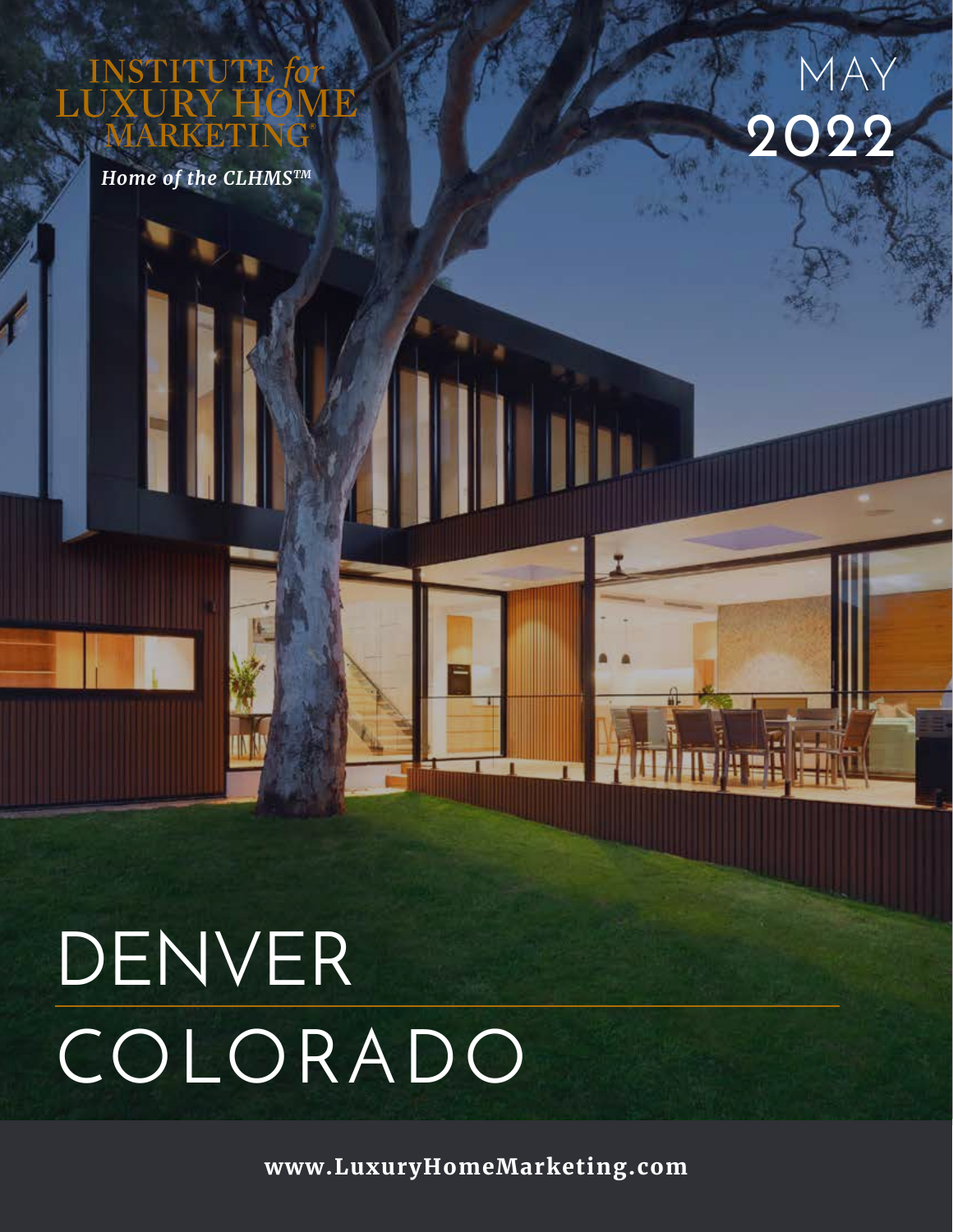INSTITUTE *for* LUXURY HOME MARKETING®

*Home of the CLHMS™*

MAY 2022

# DENVER COLORADO

**www.LuxuryHomeMarketing.com**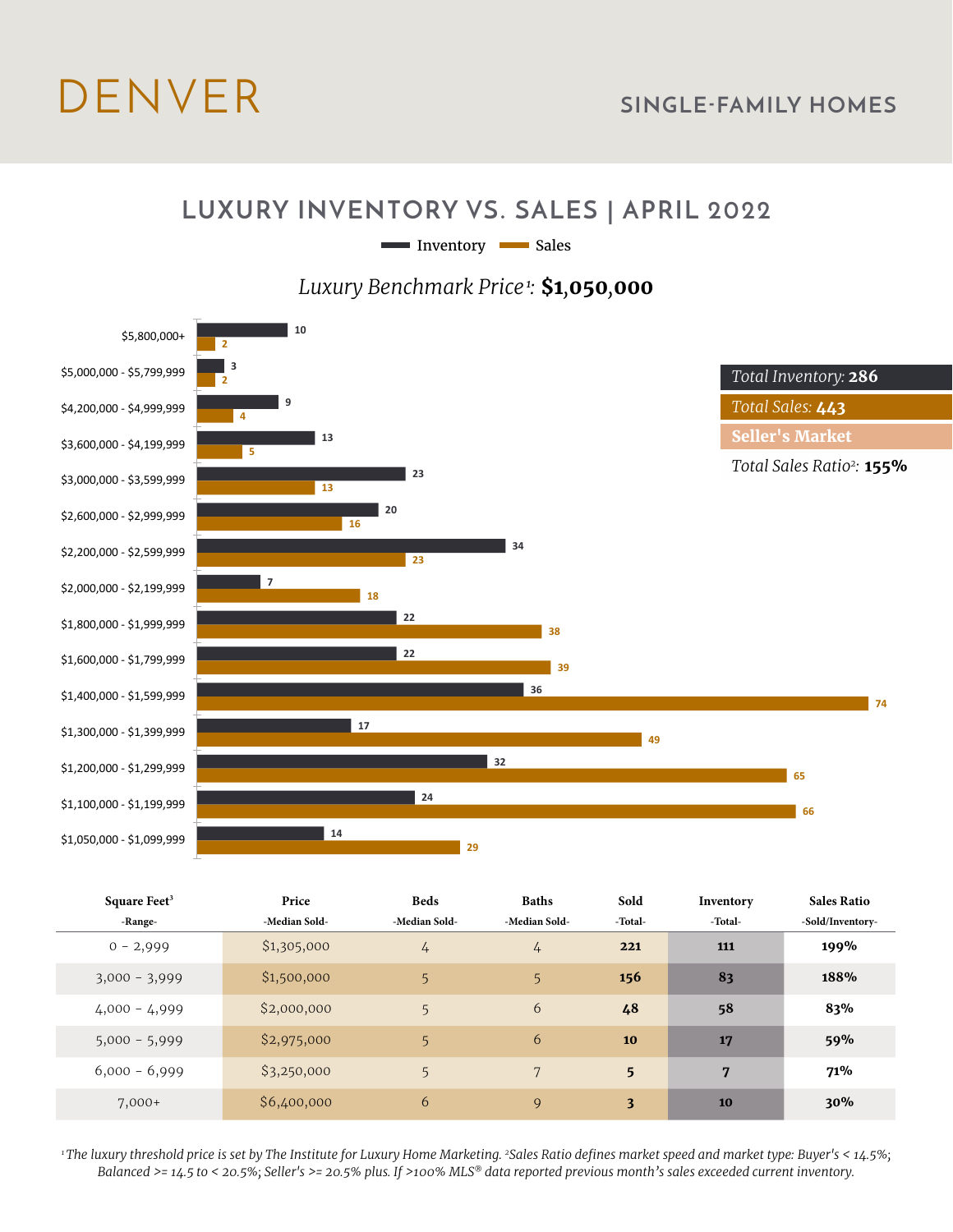# DENVER

## SINGLE-FAMILY HOMES

## LUXURY INVENTORY VS. SALES | APRIL 2022

Inventory — Sales

*Luxury Benchmark Price*[1]: **$1,050,000**

| Price Range | Inventory | Sales |
|---|---|---|
| $5,800,000+ | 10 | 2 |
| $5,000,000 - $5,799,999 | 3 | 2 |
| $4,200,000 - $4,999,999 | 9 | 4 |
| $3,600,000 - $4,199,999 | 13 | 5 |
| $3,000,000 - $3,599,999 | 23 | 13 |
| $2,600,000 - $2,999,999 | 20 | 16 |
| $2,200,000 - $2,599,999 | 34 | 23 |
| $2,000,000 - $2,199,999 | 7 | 18 |
| $1,800,000 - $1,999,999 | 22 | 38 |
| $1,600,000 - $1,799,999 | 22 | 39 |
| $1,400,000 - $1,599,999 | 36 | 74 |
| $1,300,000 - $1,399,999 | 17 | 49 |
| $1,200,000 - $1,299,999 | 32 | 65 |
| $1,100,000 - $1,199,999 | 24 | 66 |
| $1,050,000 - $1,099,999 | 14 | 29 |

*Total Inventory:* **286**

*Total Sales:* **443**

**Seller's Market**

*Total Sales Ratio*[2]: **155%**

| Square Feet[3] -Range- | Price -Median Sold- | Beds -Median Sold- | Baths -Median Sold- | Sold -Total- | Inventory -Total- | Sales Ratio -Sold/Inventory- |
|---|---|---|---|---|---|---|
| 0 - 2,999 | $1,305,000 | 4 | 4 | **221** | **111** | **199%** |
| 3,000 - 3,999 | $1,500,000 | 5 | 5 | **156** | **83** | **188%** |
| 4,000 - 4,999 | $2,000,000 | 5 | 6 | **48** | **58** | **83%** |
| 5,000 - 5,999 | $2,975,000 | 5 | 6 | **10** | **17** | **59%** |
| 6,000 - 6,999 | $3,250,000 | 5 | 7 | **5** | **7** | **71%** |
| 7,000+ | $6,400,000 | 6 | 9 | **3** | **10** | **30%** |

*[1] The luxury threshold price is set by The Institute for Luxury Home Marketing. [2] Sales Ratio defines market speed and market type: Buyer's < 14.5%; Balanced >= 14.5 to < 20.5%; Seller's >= 20.5% plus. If >100% MLS® data reported previous month's sales exceeded current inventory.*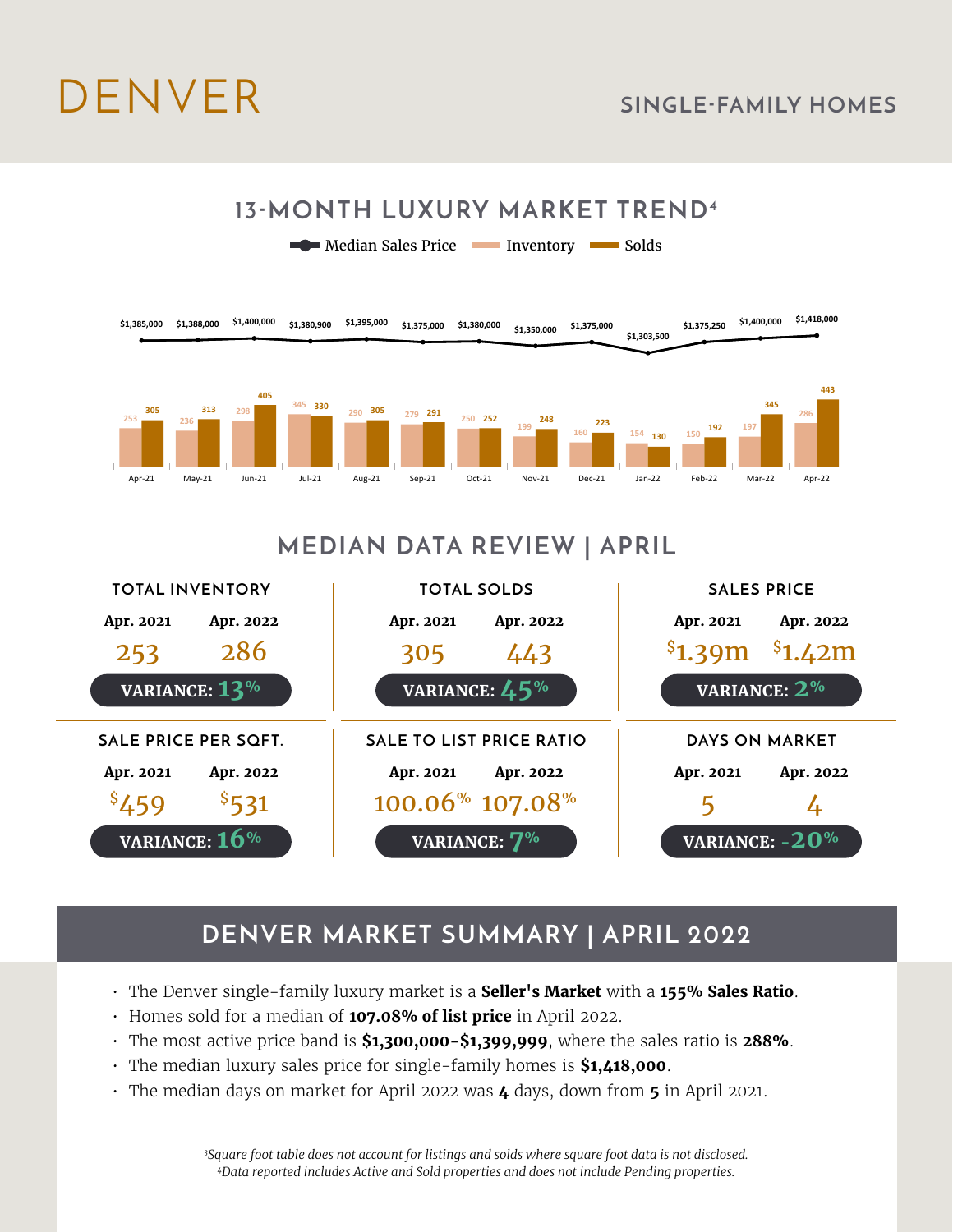# DENVER

## SINGLE-FAMILY HOMES

## 13-MONTH LUXURY MARKET TREND[4]

| Month | Median Sales Price | Inventory | Solds |
|---|---|---|---|
| Apr-21 | $1,385,000 | 253 | 305 |
| May-21 | $1,388,000 | 236 | 313 |
| Jun-21 | $1,400,000 | 298 | 405 |
| Jul-21 | $1,380,900 | 345 | 330 |
| Aug-21 | $1,395,000 | 290 | 305 |
| Sep-21 | $1,375,000 | 279 | 291 |
| Oct-21 | $1,380,000 | 250 | 252 |
| Nov-21 | $1,350,000 | 199 | 248 |
| Dec-21 | $1,375,000 | 160 | 223 |
| Jan-22 | $1,303,500 | 154 | 130 |
| Feb-22 | $1,375,250 | 150 | 192 |
| Mar-22 | $1,400,000 | 197 | 345 |
| Apr-22 | $1,418,000 | 286 | 443 |

## MEDIAN DATA REVIEW | APRIL

| Metric | Apr. 2021 | Apr. 2022 | Variance |
|---|---|---|---|
| TOTAL INVENTORY | 253 | 286 | 13% |
| TOTAL SOLDS | 305 | 443 | 45% |
| SALES PRICE | $1.39m | $1.42m | 2% |
| SALE PRICE PER SQFT. | $459 | $531 | 16% |
| SALE TO LIST PRICE RATIO | 100.06% | 107.08% | 7% |
| DAYS ON MARKET | 5 | 4 | -20% |

## DENVER MARKET SUMMARY | APRIL 2022

- The Denver single-family luxury market is a **Seller's Market** with a **155% Sales Ratio**.
- Homes sold for a median of **107.08% of list price** in April 2022.
- The most active price band is **$1,300,000-$1,399,999**, where the sales ratio is **288%**.
- The median luxury sales price for single-family homes is **$1,418,000**.
- The median days on market for April 2022 was **4** days, down from **5** in April 2021.

*[3]Square foot table does not account for listings and solds where square foot data is not disclosed.*
*[4]Data reported includes Active and Sold properties and does not include Pending properties.*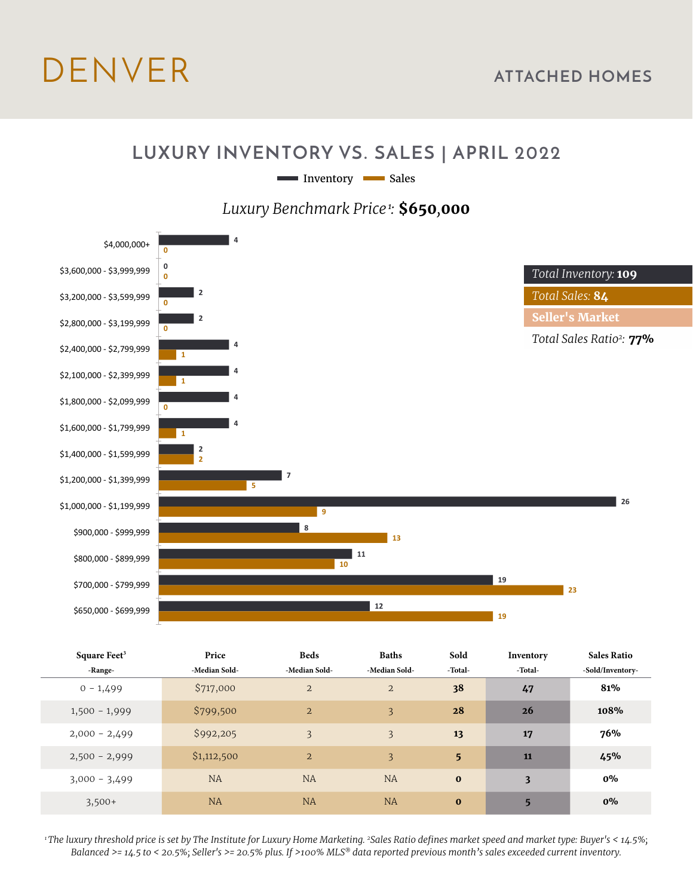# DENVER

## ATTACHED HOMES

## LUXURY INVENTORY VS. SALES | APRIL 2022

*Luxury Benchmark Price*[1]: **$650,000**

| Price Range | Inventory | Sales |
|---|---|---|
| $4,000,000+ | 4 | 0 |
| $3,600,000 - $3,999,999 | 0 | 0 |
| $3,200,000 - $3,599,999 | 2 | 0 |
| $2,800,000 - $3,199,999 | 2 | 0 |
| $2,400,000 - $2,799,999 | 4 | 1 |
| $2,100,000 - $2,399,999 | 4 | 1 |
| $1,800,000 - $2,099,999 | 4 | 0 |
| $1,600,000 - $1,799,999 | 4 | 1 |
| $1,400,000 - $1,599,999 | 2 | 2 |
| $1,200,000 - $1,399,999 | 7 | 5 |
| $1,000,000 - $1,199,999 | 26 | 9 |
| $900,000 - $999,999 | 8 | 13 |
| $800,000 - $899,999 | 11 | 10 |
| $700,000 - $799,999 | 19 | 23 |
| $650,000 - $699,999 | 12 | 19 |

*Total Inventory:* **109**

*Total Sales:* **84**

**Seller's Market**

*Total Sales Ratio*[2]: **77%**

| Square Feet[3] -Range- | Price -Median Sold- | Beds -Median Sold- | Baths -Median Sold- | Sold -Total- | Inventory -Total- | Sales Ratio -Sold/Inventory- |
|---|---|---|---|---|---|---|
| 0 - 1,499 | $717,000 | 2 | 2 | **38** | **47** | **81%** |
| 1,500 - 1,999 | $799,500 | 2 | 3 | **28** | **26** | **108%** |
| 2,000 - 2,499 | $992,205 | 3 | 3 | **13** | **17** | **76%** |
| 2,500 - 2,999 | $1,112,500 | 2 | 3 | **5** | **11** | **45%** |
| 3,000 - 3,499 | NA | NA | NA | **0** | **3** | **0%** |
| 3,500+ | NA | NA | NA | **0** | **5** | **0%** |

*[1] The luxury threshold price is set by The Institute for Luxury Home Marketing. [2] Sales Ratio defines market speed and market type: Buyer's < 14.5%; Balanced >= 14.5 to < 20.5%; Seller's >= 20.5% plus. If >100% MLS® data reported previous month's sales exceeded current inventory.*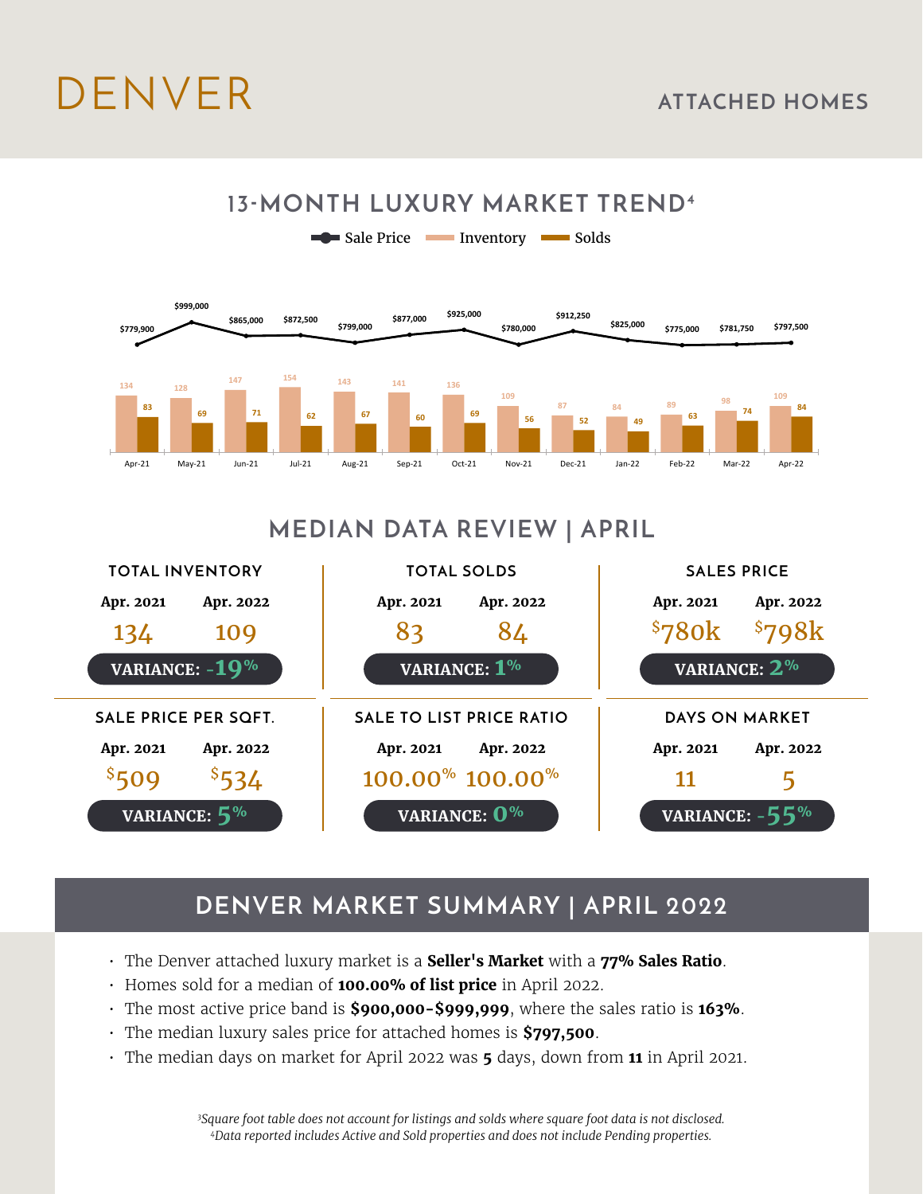# DENVER

ATTACHED HOMES

## 13-MONTH LUXURY MARKET TREND[4]

Sale Price  Inventory  Solds

$779,900 $999,000 $865,000 $872,500 $799,000 $877,000 $925,000 $780,000 $912,250 $825,000 $775,000 $781,750 $797,500

134 83 128 69 147 71 154 62 143 67 141 60 136 69 109 56 87 52 84 49 89 63 98 74 109 84

Apr-21 May-21 Jun-21 Jul-21 Aug-21 Sep-21 Oct-21 Nov-21 Dec-21 Jan-22 Feb-22 Mar-22 Apr-22

## MEDIAN DATA REVIEW | APRIL

### TOTAL INVENTORY

| Apr. 2021 | Apr. 2022 |
|---|---|
| 134 | 109 |

**VARIANCE: -19%**

### TOTAL SOLDS

| Apr. 2021 | Apr. 2022 |
|---|---|
| 83 | 84 |

**VARIANCE: 1%**

### SALES PRICE

| Apr. 2021 | Apr. 2022 |
|---|---|
| $780k | $798k |

**VARIANCE: 2%**

### SALE PRICE PER SQFT.

| Apr. 2021 | Apr. 2022 |
|---|---|
| $509 | $534 |

**VARIANCE: 5%**

### SALE TO LIST PRICE RATIO

| Apr. 2021 | Apr. 2022 |
|---|---|
| 100.00% | 100.00% |

**VARIANCE: 0%**

### DAYS ON MARKET

| Apr. 2021 | Apr. 2022 |
|---|---|
| 11 | 5 |

**VARIANCE: -55%**

## DENVER MARKET SUMMARY | APRIL 2022

- The Denver attached luxury market is a **Seller's Market** with a **77% Sales Ratio**.
- Homes sold for a median of **100.00% of list price** in April 2022.
- The most active price band is **$900,000-$999,999**, where the sales ratio is **163%**.
- The median luxury sales price for attached homes is **$797,500**.
- The median days on market for April 2022 was **5** days, down from **11** in April 2021.

*[3]Square foot table does not account for listings and solds where square foot data is not disclosed.*
*[4]Data reported includes Active and Sold properties and does not include Pending properties.*